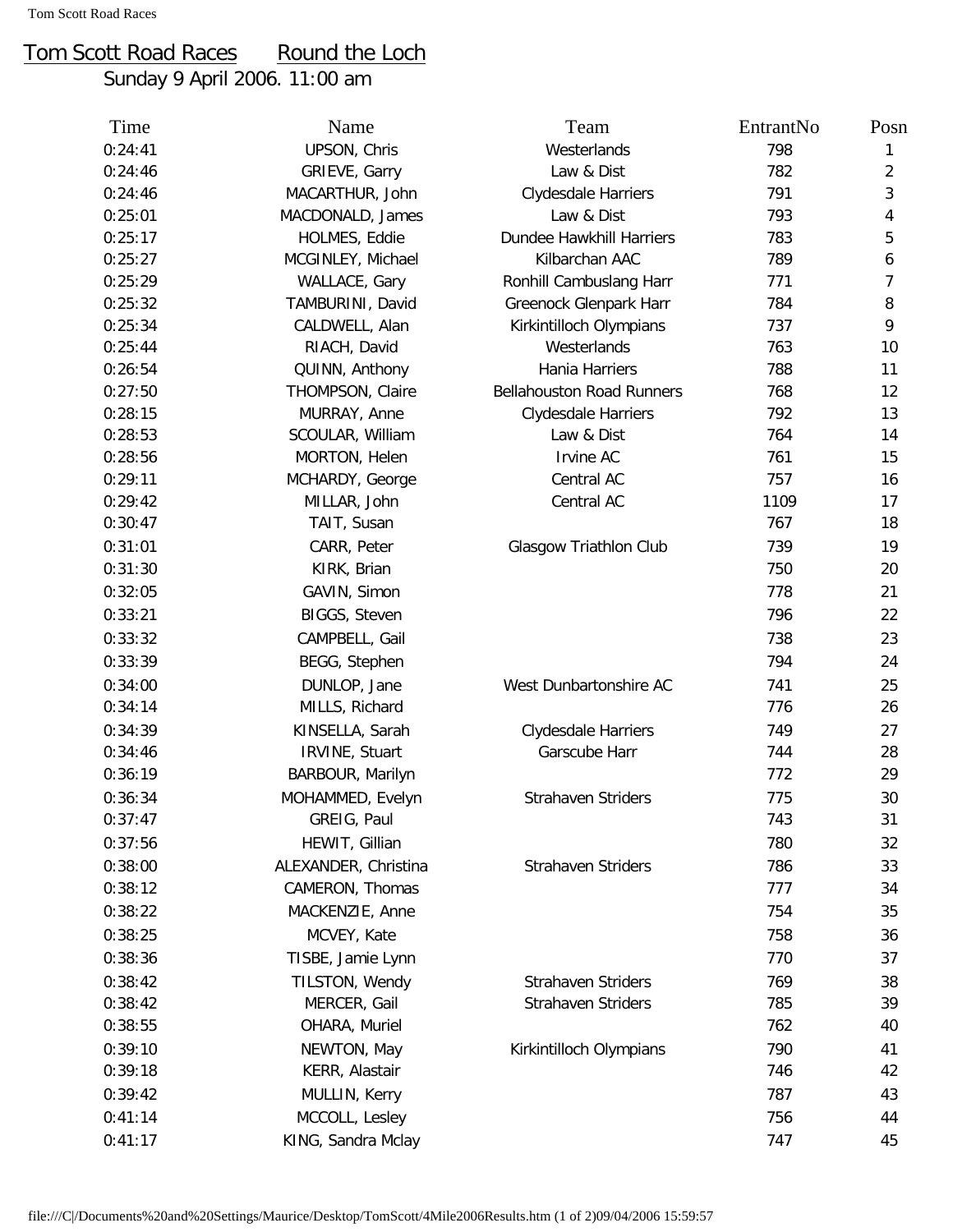# Tom Scott Road Races    Round the Loch

Sunday 9 April 2006. 11:00 am

| Time | Name | Team | EntrantNo | Posn |
|---|---|---|---|---|
| 0:24:41 | UPSON, Chris | Westerlands | 798 | 1 |
| 0:24:46 | GRIEVE, Garry | Law & Dist | 782 | 2 |
| 0:24:46 | MACARTHUR, John | Clydesdale Harriers | 791 | 3 |
| 0:25:01 | MACDONALD, James | Law & Dist | 793 | 4 |
| 0:25:17 | HOLMES, Eddie | Dundee Hawkhill Harriers | 783 | 5 |
| 0:25:27 | MCGINLEY, Michael | Kilbarchan AAC | 789 | 6 |
| 0:25:29 | WALLACE, Gary | Ronhill Cambuslang Harr | 771 | 7 |
| 0:25:32 | TAMBURINI, David | Greenock Glenpark Harr | 784 | 8 |
| 0:25:34 | CALDWELL, Alan | Kirkintilloch Olympians | 737 | 9 |
| 0:25:44 | RIACH, David | Westerlands | 763 | 10 |
| 0:26:54 | QUINN, Anthony | Hania Harriers | 788 | 11 |
| 0:27:50 | THOMPSON, Claire | Bellahouston Road Runners | 768 | 12 |
| 0:28:15 | MURRAY, Anne | Clydesdale Harriers | 792 | 13 |
| 0:28:53 | SCOULAR, William | Law & Dist | 764 | 14 |
| 0:28:56 | MORTON, Helen | Irvine AC | 761 | 15 |
| 0:29:11 | MCHARDY, George | Central AC | 757 | 16 |
| 0:29:42 | MILLAR, John | Central AC | 1109 | 17 |
| 0:30:47 | TAIT, Susan | | 767 | 18 |
| 0:31:01 | CARR, Peter | Glasgow Triathlon Club | 739 | 19 |
| 0:31:30 | KIRK, Brian | | 750 | 20 |
| 0:32:05 | GAVIN, Simon | | 778 | 21 |
| 0:33:21 | BIGGS, Steven | | 796 | 22 |
| 0:33:32 | CAMPBELL, Gail | | 738 | 23 |
| 0:33:39 | BEGG, Stephen | | 794 | 24 |
| 0:34:00 | DUNLOP, Jane | West Dunbartonshire AC | 741 | 25 |
| 0:34:14 | MILLS, Richard | | 776 | 26 |
| 0:34:39 | KINSELLA, Sarah | Clydesdale Harriers | 749 | 27 |
| 0:34:46 | IRVINE, Stuart | Garscube Harr | 744 | 28 |
| 0:36:19 | BARBOUR, Marilyn | | 772 | 29 |
| 0:36:34 | MOHAMMED, Evelyn | Strahaven Striders | 775 | 30 |
| 0:37:47 | GREIG, Paul | | 743 | 31 |
| 0:37:56 | HEWIT, Gillian | | 780 | 32 |
| 0:38:00 | ALEXANDER, Christina | Strahaven Striders | 786 | 33 |
| 0:38:12 | CAMERON, Thomas | | 777 | 34 |
| 0:38:22 | MACKENZIE, Anne | | 754 | 35 |
| 0:38:25 | MCVEY, Kate | | 758 | 36 |
| 0:38:36 | TISBE, Jamie Lynn | | 770 | 37 |
| 0:38:42 | TILSTON, Wendy | Strahaven Striders | 769 | 38 |
| 0:38:42 | MERCER, Gail | Strahaven Striders | 785 | 39 |
| 0:38:55 | OHARA, Muriel | | 762 | 40 |
| 0:39:10 | NEWTON, May | Kirkintilloch Olympians | 790 | 41 |
| 0:39:18 | KERR, Alastair | | 746 | 42 |
| 0:39:42 | MULLIN, Kerry | | 787 | 43 |
| 0:41:14 | MCCOLL, Lesley | | 756 | 44 |
| 0:41:17 | KING, Sandra Mclay | | 747 | 45 |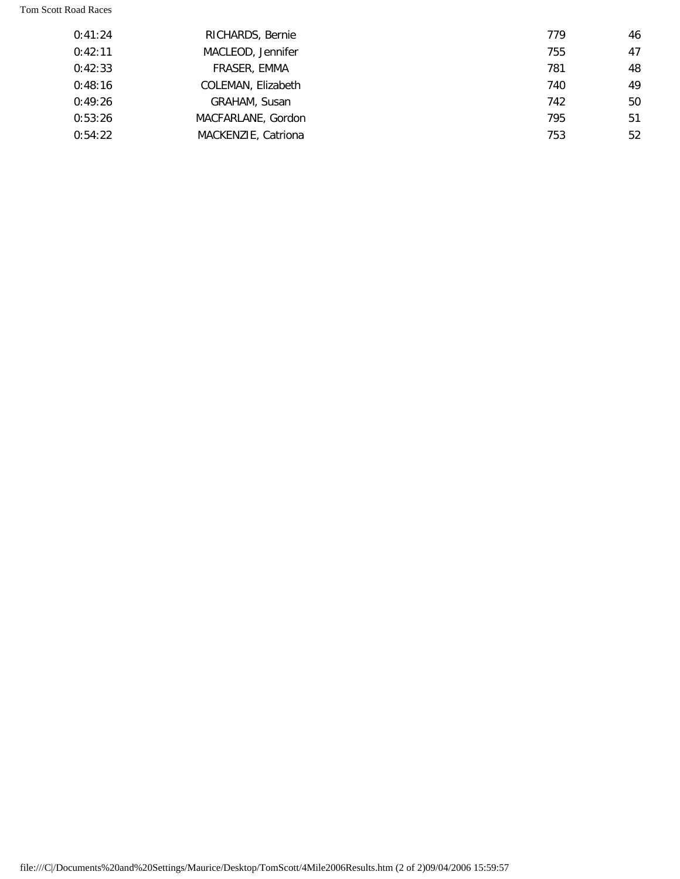| | | | |
|---|---|---|---|
| 0:41:24 | RICHARDS, Bernie | 779 | 46 |
| 0:42:11 | MACLEOD, Jennifer | 755 | 47 |
| 0:42:33 | FRASER, EMMA | 781 | 48 |
| 0:48:16 | COLEMAN, Elizabeth | 740 | 49 |
| 0:49:26 | GRAHAM, Susan | 742 | 50 |
| 0:53:26 | MACFARLANE, Gordon | 795 | 51 |
| 0:54:22 | MACKENZIE, Catriona | 753 | 52 |